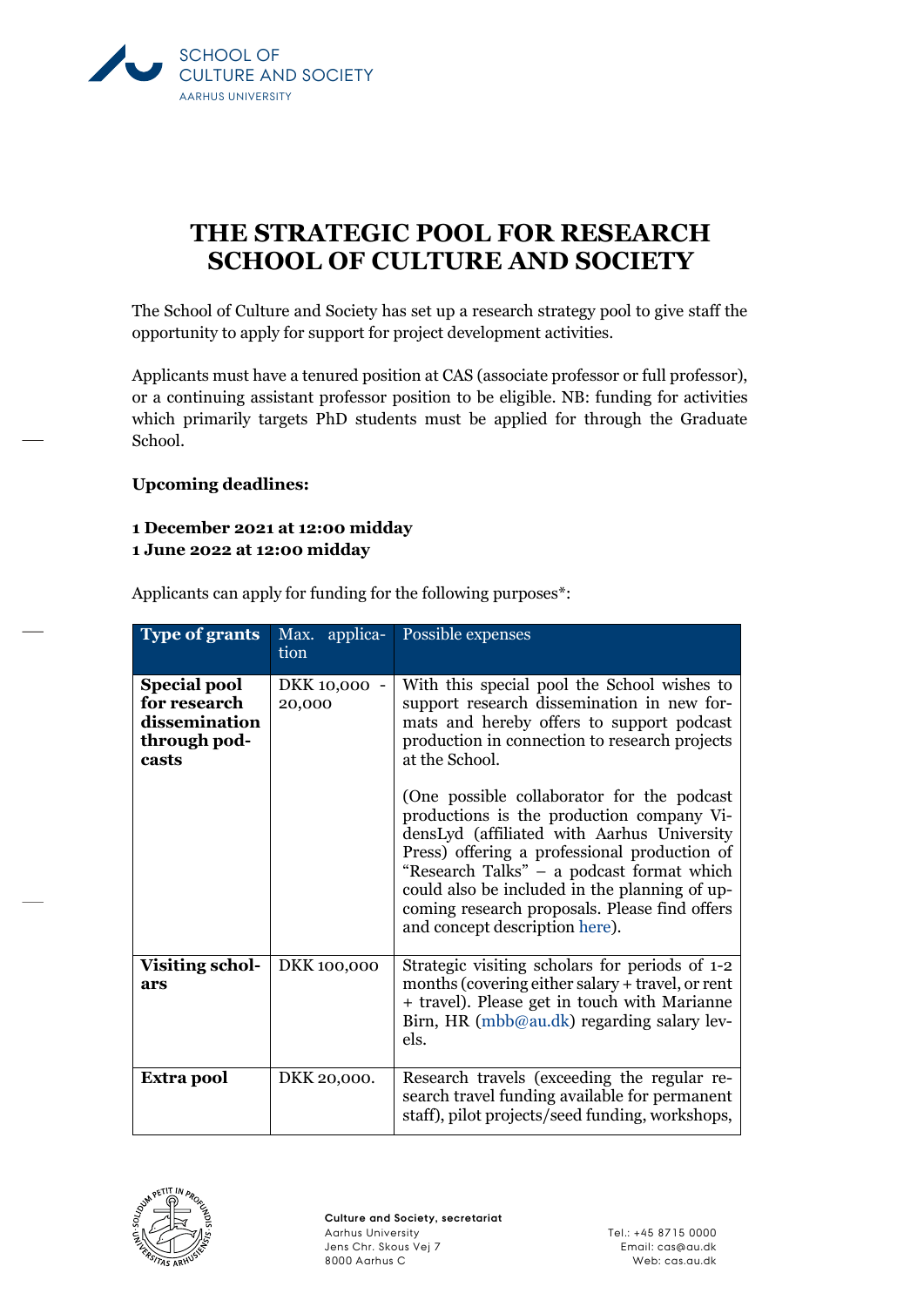# THE STRATEGIC POOL FOR RESEARCH SCHOOL OF CULTURE AND SOCIETY

The School of Culture and Society has set up a research strategy pool to give staff the opportunity to apply for support for project development activities.

Applicants must have a tenured position at CAS (associate professor or full professor), or a continuing assistant professor position to be eligible. NB: funding for activities which primarily targets PhD students must be applied for through the Graduate School.

**Upcoming deadlines:**

**1 December 2021 at 12:00 midday**
**1 June 2022 at 12:00 midday**

Applicants can apply for funding for the following purposes*:

| Type of grants | Max. application | Possible expenses |
| --- | --- | --- |
| **Special pool for research dissemination through podcasts** | DKK 10,000 - 20,000 | With this special pool the School wishes to support research dissemination in new formats and hereby offers to support podcast production in connection to research projects at the School.<br><br>(One possible collaborator for the podcast productions is the production company VidensLyd (affiliated with Aarhus University Press) offering a professional production of "Research Talks" – a podcast format which could also be included in the planning of upcoming research proposals. Please find offers and concept description here). |
| **Visiting scholars** | DKK 100,000 | Strategic visiting scholars for periods of 1-2 months (covering either salary + travel, or rent + travel). Please get in touch with Marianne Birn, HR (mbb@au.dk) regarding salary levels. |
| **Extra pool** | DKK 20,000. | Research travels (exceeding the regular research travel funding available for permanent staff), pilot projects/seed funding, workshops, |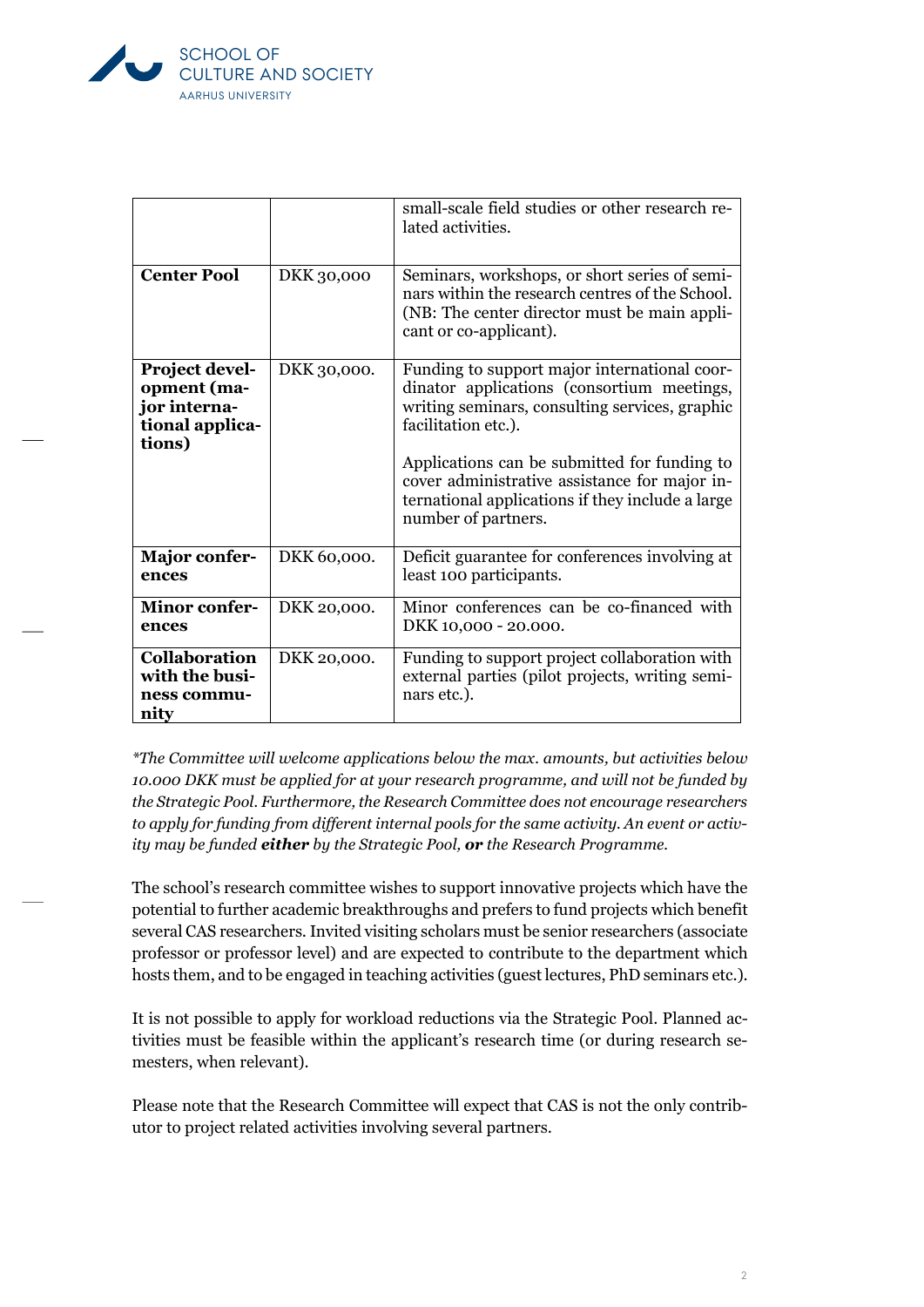| | | |
|---|---|---|
| | | small-scale field studies or other research related activities. |
| **Center Pool** | DKK 30,000 | Seminars, workshops, or short series of seminars within the research centres of the School. (NB: The center director must be main applicant or co-applicant). |
| **Project development (major international applications)** | DKK 30,000. | Funding to support major international coordinator applications (consortium meetings, writing seminars, consulting services, graphic facilitation etc.).<br><br>Applications can be submitted for funding to cover administrative assistance for major international applications if they include a large number of partners. |
| **Major conferences** | DKK 60,000. | Deficit guarantee for conferences involving at least 100 participants. |
| **Minor conferences** | DKK 20,000. | Minor conferences can be co-financed with DKK 10,000 - 20.000. |
| **Collaboration with the business community** | DKK 20,000. | Funding to support project collaboration with external parties (pilot projects, writing seminars etc.). |

*\*The Committee will welcome applications below the max. amounts, but activities below 10.000 DKK must be applied for at your research programme, and will not be funded by the Strategic Pool. Furthermore, the Research Committee does not encourage researchers to apply for funding from different internal pools for the same activity. An event or activity may be funded **either** by the Strategic Pool, **or** the Research Programme.*

The school's research committee wishes to support innovative projects which have the potential to further academic breakthroughs and prefers to fund projects which benefit several CAS researchers. Invited visiting scholars must be senior researchers (associate professor or professor level) and are expected to contribute to the department which hosts them, and to be engaged in teaching activities (guest lectures, PhD seminars etc.).

It is not possible to apply for workload reductions via the Strategic Pool. Planned activities must be feasible within the applicant's research time (or during research semesters, when relevant).

Please note that the Research Committee will expect that CAS is not the only contributor to project related activities involving several partners.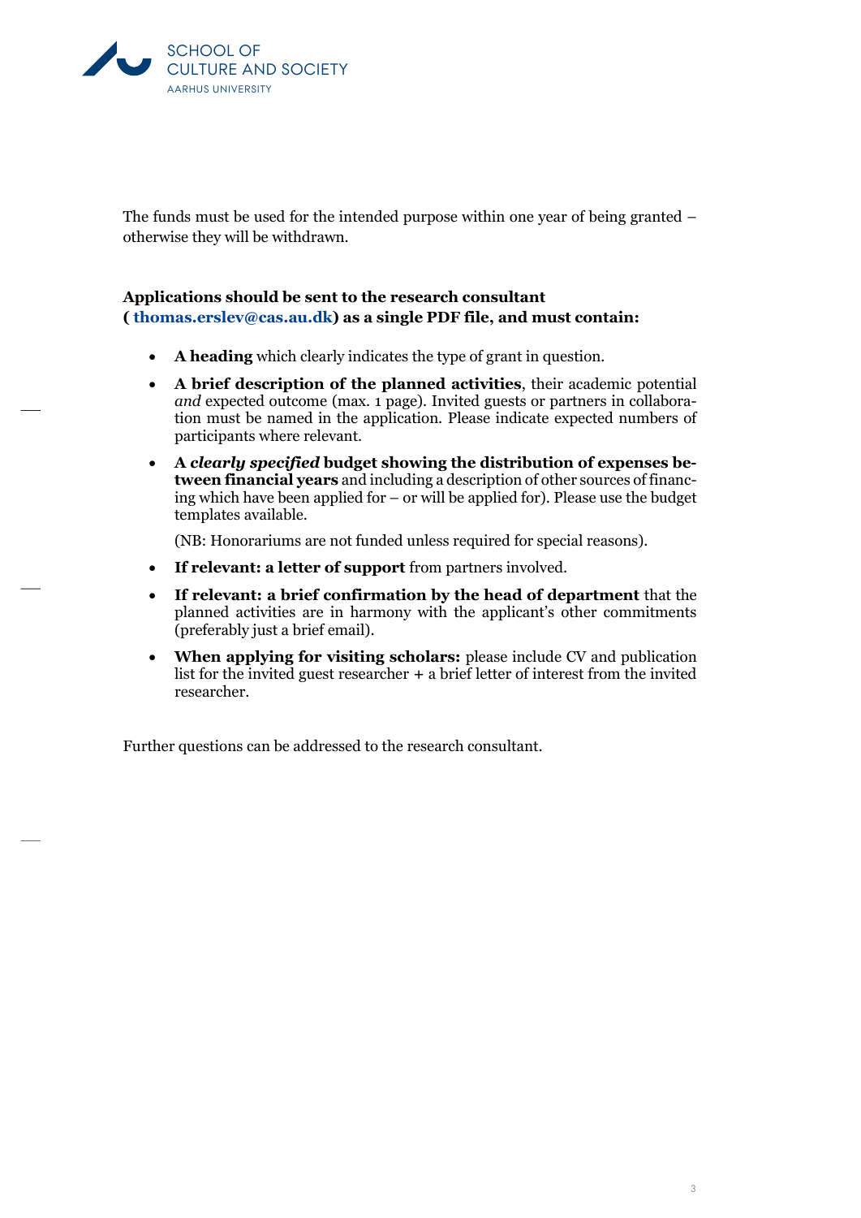The funds must be used for the intended purpose within one year of being granted – otherwise they will be withdrawn.

**Applications should be sent to the research consultant ( thomas.erslev@cas.au.dk) as a single PDF file, and must contain:**

- **A heading** which clearly indicates the type of grant in question.
- **A brief description of the planned activities**, their academic potential *and* expected outcome (max. 1 page). Invited guests or partners in collaboration must be named in the application. Please indicate expected numbers of participants where relevant.
- **A *clearly specified* budget showing the distribution of expenses between financial years** and including a description of other sources of financing which have been applied for – or will be applied for). Please use the budget templates available.

  (NB: Honorariums are not funded unless required for special reasons).
- **If relevant: a letter of support** from partners involved.
- **If relevant: a brief confirmation by the head of department** that the planned activities are in harmony with the applicant's other commitments (preferably just a brief email).
- **When applying for visiting scholars:** please include CV and publication list for the invited guest researcher + a brief letter of interest from the invited researcher.

Further questions can be addressed to the research consultant.